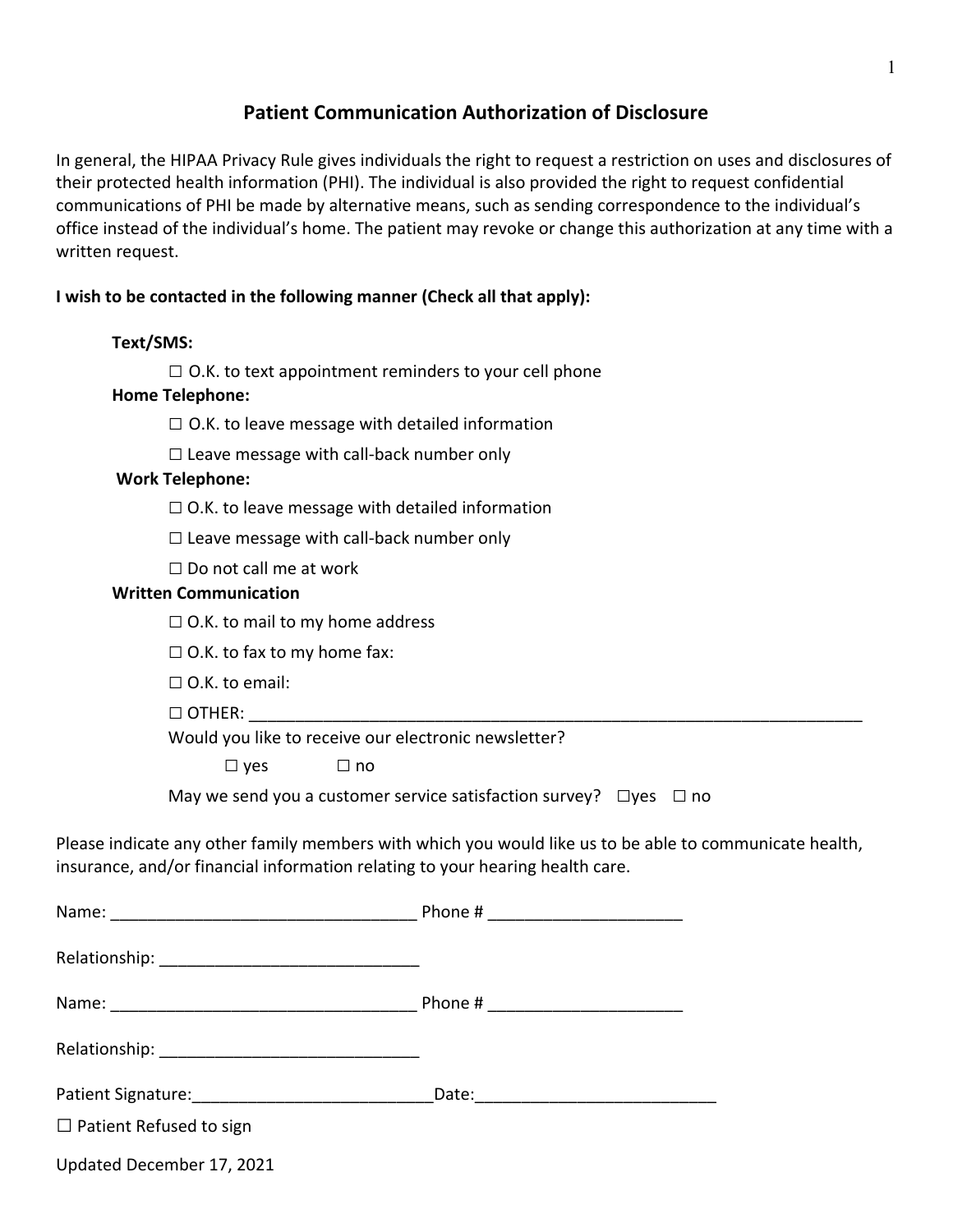## Patient Communication Authorization of Disclosure

In general, the HIPAA Privacy Rule gives individuals the right to request a restriction on uses and disclosures of their protected health information (PHI). The individual is also provided the right to request confidential communications of PHI be made by alternative means, such as sending correspondence to the individual's office instead of the individual's home. The patient may revoke or change this authorization at any time with a written request.

**I wish to be contacted in the following manner (Check all that apply):**

**Text/SMS:**

- ☐ O.K. to text appointment reminders to your cell phone

**Home Telephone:**

- ☐ O.K. to leave message with detailed information
- ☐ Leave message with call-back number only

**Work Telephone:**

- ☐ O.K. to leave message with detailed information
- ☐ Leave message with call-back number only
- ☐ Do not call me at work

**Written Communication**

- ☐ O.K. to mail to my home address
- ☐ O.K. to fax to my home fax:
- ☐ O.K. to email:
- ☐ OTHER: ______________________________________________________________________

Would you like to receive our electronic newsletter?

☐ yes ☐ no

May we send you a customer service satisfaction survey? ☐yes ☐ no

Please indicate any other family members with which you would like us to be able to communicate health, insurance, and/or financial information relating to your hearing health care.

Name: _________________________________ Phone # ____________________

Relationship: ____________________________

Name: _________________________________ Phone # ____________________

Relationship: ____________________________

Patient Signature:__________________________Date:__________________________

☐ Patient Refused to sign

Updated December 17, 2021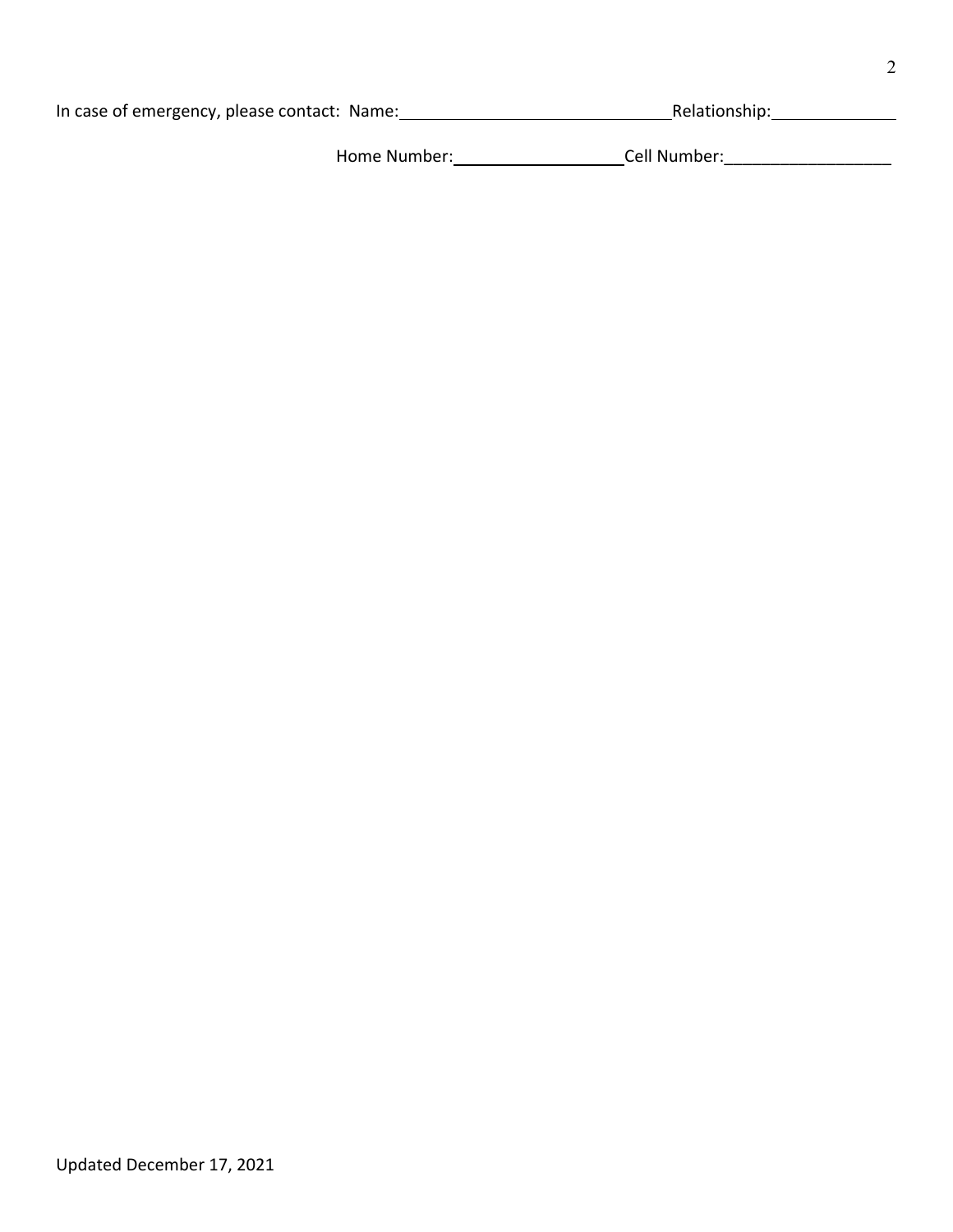In case of emergency, please contact: Name:\_\_\_\_\_\_\_\_\_\_\_\_\_\_\_\_\_\_\_\_\_\_\_\_\_\_\_\_\_\_Relationship:\_\_\_\_\_\_\_\_\_\_\_\_\_\_

Home Number:\_\_\_\_\_\_\_\_\_\_\_\_\_\_\_\_\_\_\_Cell Number:\_\_\_\_\_\_\_\_\_\_\_\_\_\_\_\_\_\_

Updated December 17, 2021